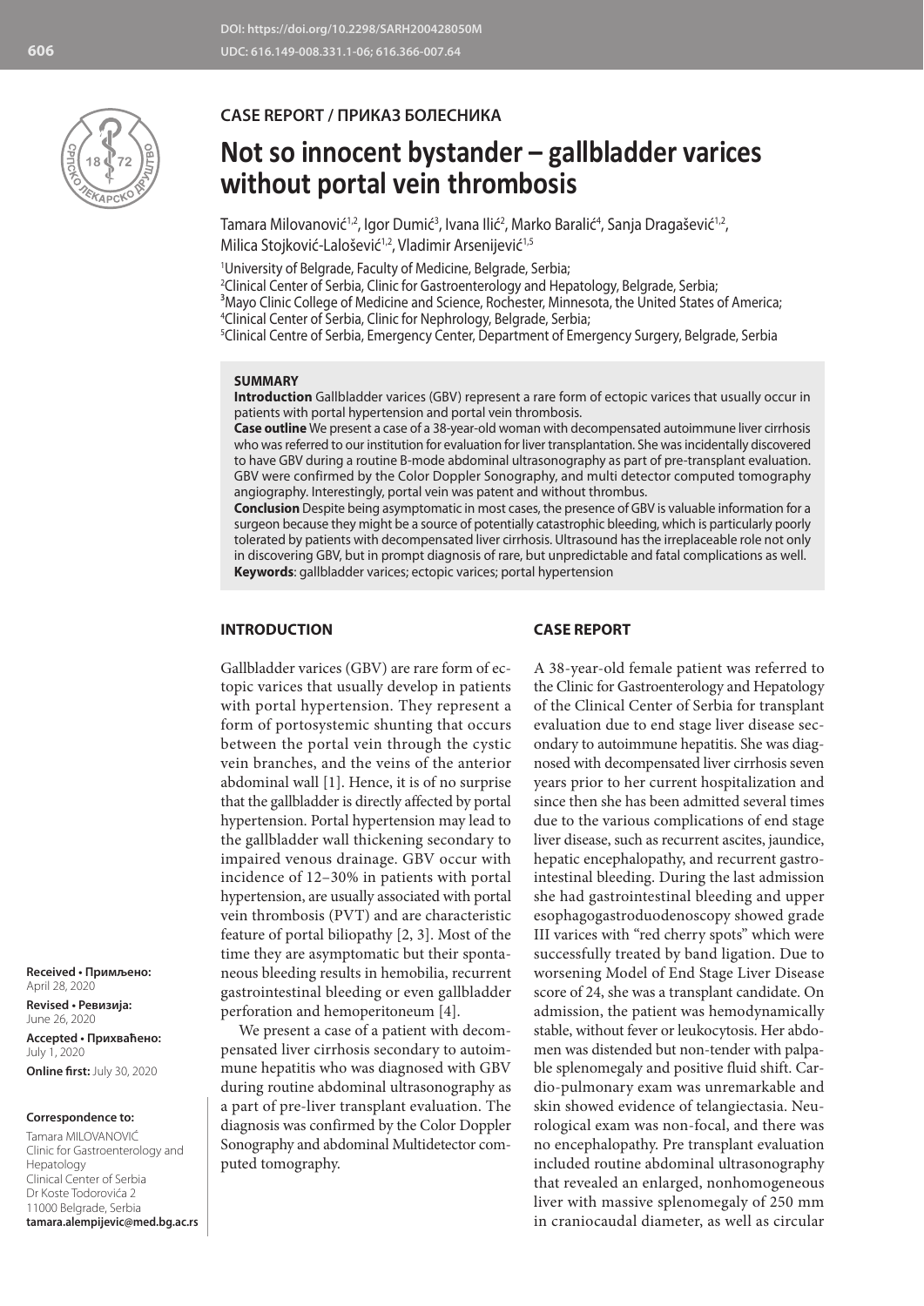DOI: https://doi.org/10.2298/SARH200428050M
UDC: 616.149-008.331.1-06; 616.366-007.64

**CASE REPORT / ПРИКАЗ БОЛЕСНИКА**

# Not so innocent bystander – gallbladder varices without portal vein thrombosis

Tamara Milovanović[1,2], Igor Dumić[3], Ivana Ilić[2], Marko Baralić[4], Sanja Dragašević[1,2], Milica Stojković-Lalošević[1,2], Vladimir Arsenijević[1,5]

[1]University of Belgrade, Faculty of Medicine, Belgrade, Serbia;
[2]Clinical Center of Serbia, Clinic for Gastroenterology and Hepatology, Belgrade, Serbia;
[3]Mayo Clinic College of Medicine and Science, Rochester, Minnesota, the United States of America;
[4]Clinical Center of Serbia, Clinic for Nephrology, Belgrade, Serbia;
[5]Clinical Centre of Serbia, Emergency Center, Department of Emergency Surgery, Belgrade, Serbia

**SUMMARY**

**Introduction** Gallbladder varices (GBV) represent a rare form of ectopic varices that usually occur in patients with portal hypertension and portal vein thrombosis.

**Case outline** We present a case of a 38-year-old woman with decompensated autoimmune liver cirrhosis who was referred to our institution for evaluation for liver transplantation. She was incidentally discovered to have GBV during a routine B-mode abdominal ultrasonography as part of pre-transplant evaluation. GBV were confirmed by the Color Doppler Sonography, and multi detector computed tomography angiography. Interestingly, portal vein was patent and without thrombus.

**Conclusion** Despite being asymptomatic in most cases, the presence of GBV is valuable information for a surgeon because they might be a source of potentially catastrophic bleeding, which is particularly poorly tolerated by patients with decompensated liver cirrhosis. Ultrasound has the irreplaceable role not only in discovering GBV, but in prompt diagnosis of rare, but unpredictable and fatal complications as well.

**Keywords**: gallbladder varices; ectopic varices; portal hypertension

## INTRODUCTION

Gallbladder varices (GBV) are rare form of ectopic varices that usually develop in patients with portal hypertension. They represent a form of portosystemic shunting that occurs between the portal vein through the cystic vein branches, and the veins of the anterior abdominal wall [1]. Hence, it is of no surprise that the gallbladder is directly affected by portal hypertension. Portal hypertension may lead to the gallbladder wall thickening secondary to impaired venous drainage. GBV occur with incidence of 12–30% in patients with portal hypertension, are usually associated with portal vein thrombosis (PVT) and are characteristic feature of portal biliopathy [2, 3]. Most of the time they are asymptomatic but their spontaneous bleeding results in hemobilia, recurrent gastrointestinal bleeding or even gallbladder perforation and hemoperitoneum [4].

We present a case of a patient with decompensated liver cirrhosis secondary to autoimmune hepatitis who was diagnosed with GBV during routine abdominal ultrasonography as a part of pre-liver transplant evaluation. The diagnosis was confirmed by the Color Doppler Sonography and abdominal Multidetector computed tomography.

## CASE REPORT

A 38-year-old female patient was referred to the Clinic for Gastroenterology and Hepatology of the Clinical Center of Serbia for transplant evaluation due to end stage liver disease secondary to autoimmune hepatitis. She was diagnosed with decompensated liver cirrhosis seven years prior to her current hospitalization and since then she has been admitted several times due to the various complications of end stage liver disease, such as recurrent ascites, jaundice, hepatic encephalopathy, and recurrent gastrointestinal bleeding. During the last admission she had gastrointestinal bleeding and upper esophagogastroduodenoscopy showed grade III varices with "red cherry spots" which were successfully treated by band ligation. Due to worsening Model of End Stage Liver Disease score of 24, she was a transplant candidate. On admission, the patient was hemodynamically stable, without fever or leukocytosis. Her abdomen was distended but non-tender with palpable splenomegaly and positive fluid shift. Cardio-pulmonary exam was unremarkable and skin showed evidence of telangiectasia. Neurological exam was non-focal, and there was no encephalopathy. Pre transplant evaluation included routine abdominal ultrasonography that revealed an enlarged, nonhomogeneous liver with massive splenomegaly of 250 mm in craniocaudal diameter, as well as circular

**Received • Примљено:** April 28, 2020
**Revised • Ревизија:** June 26, 2020
**Accepted • Прихваћено:** July 1, 2020
**Online first:** July 30, 2020

**Correspondence to:**
Tamara MILOVANOVIĆ
Clinic for Gastroenterology and Hepatology
Clinical Center of Serbia
Dr Koste Todorovića 2
11000 Belgrade, Serbia
**tamara.alempijevic@med.bg.ac.rs**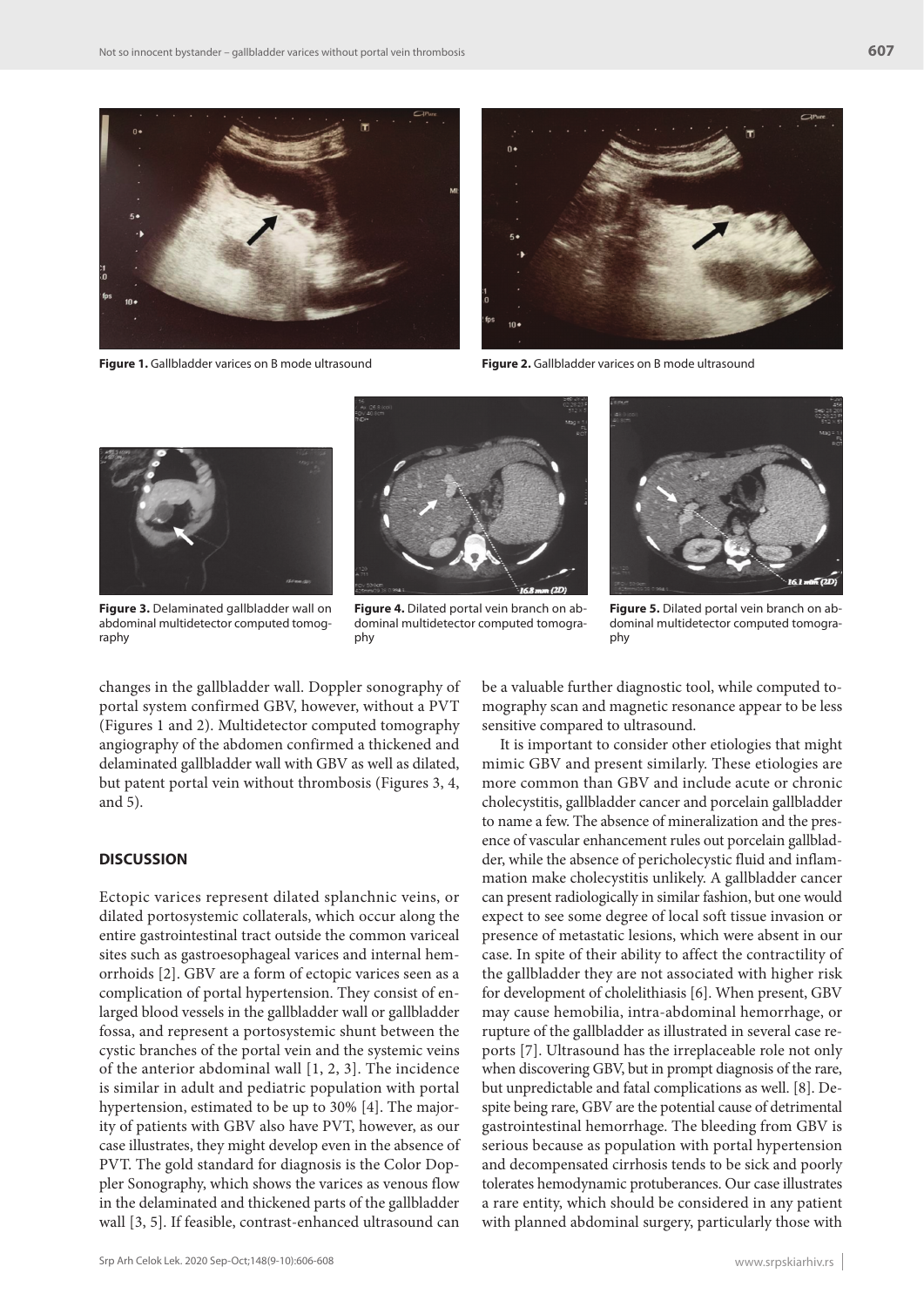**Figure 1.** Gallbladder varices on B mode ultrasound

**Figure 2.** Gallbladder varices on B mode ultrasound

**Figure 3.** Delaminated gallbladder wall on abdominal multidetector computed tomography

**Figure 4.** Dilated portal vein branch on abdominal multidetector computed tomography

**Figure 5.** Dilated portal vein branch on abdominal multidetector computed tomography

changes in the gallbladder wall. Doppler sonography of portal system confirmed GBV, however, without a PVT (Figures 1 and 2). Multidetector computed tomography angiography of the abdomen confirmed a thickened and delaminated gallbladder wall with GBV as well as dilated, but patent portal vein without thrombosis (Figures 3, 4, and 5).

## DISCUSSION

Ectopic varices represent dilated splanchnic veins, or dilated portosystemic collaterals, which occur along the entire gastrointestinal tract outside the common variceal sites such as gastroesophageal varices and internal hemorrhoids [2]. GBV are a form of ectopic varices seen as a complication of portal hypertension. They consist of enlarged blood vessels in the gallbladder wall or gallbladder fossa, and represent a portosystemic shunt between the cystic branches of the portal vein and the systemic veins of the anterior abdominal wall [1, 2, 3]. The incidence is similar in adult and pediatric population with portal hypertension, estimated to be up to 30% [4]. The majority of patients with GBV also have PVT, however, as our case illustrates, they might develop even in the absence of PVT. The gold standard for diagnosis is the Color Doppler Sonography, which shows the varices as venous flow in the delaminated and thickened parts of the gallbladder wall [3, 5]. If feasible, contrast-enhanced ultrasound can be a valuable further diagnostic tool, while computed tomography scan and magnetic resonance appear to be less sensitive compared to ultrasound.

It is important to consider other etiologies that might mimic GBV and present similarly. These etiologies are more common than GBV and include acute or chronic cholecystitis, gallbladder cancer and porcelain gallbladder to name a few. The absence of mineralization and the presence of vascular enhancement rules out porcelain gallbladder, while the absence of pericholecystic fluid and inflammation make cholecystitis unlikely. A gallbladder cancer can present radiologically in similar fashion, but one would expect to see some degree of local soft tissue invasion or presence of metastatic lesions, which were absent in our case. In spite of their ability to affect the contractility of the gallbladder they are not associated with higher risk for development of cholelithiasis [6]. When present, GBV may cause hemobilia, intra-abdominal hemorrhage, or rupture of the gallbladder as illustrated in several case reports [7]. Ultrasound has the irreplaceable role not only when discovering GBV, but in prompt diagnosis of the rare, but unpredictable and fatal complications as well. [8]. Despite being rare, GBV are the potential cause of detrimental gastrointestinal hemorrhage. The bleeding from GBV is serious because as population with portal hypertension and decompensated cirrhosis tends to be sick and poorly tolerates hemodynamic protuberances. Our case illustrates a rare entity, which should be considered in any patient with planned abdominal surgery, particularly those with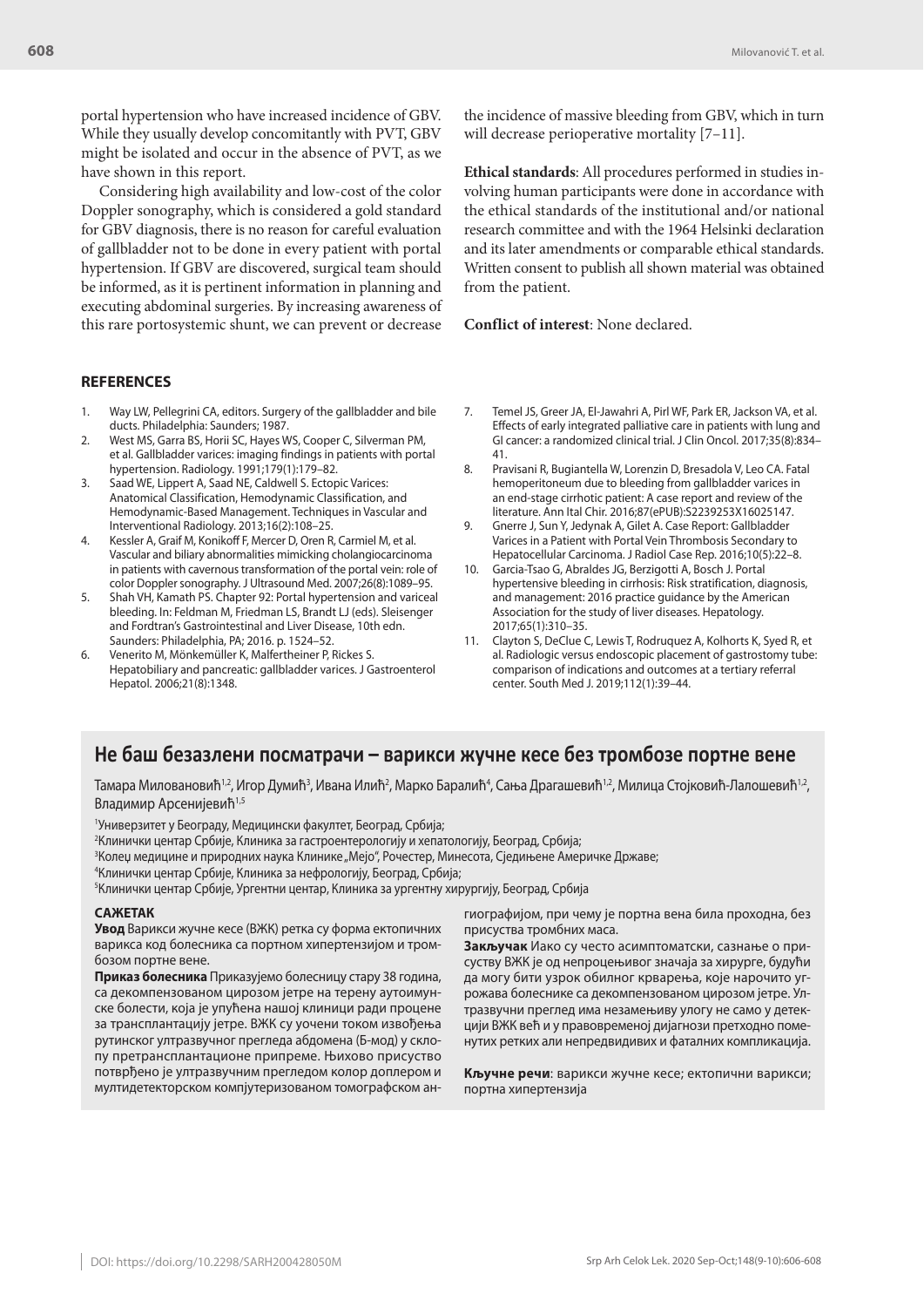portal hypertension who have increased incidence of GBV. While they usually develop concomitantly with PVT, GBV might be isolated and occur in the absence of PVT, as we have shown in this report.

Considering high availability and low-cost of the color Doppler sonography, which is considered a gold standard for GBV diagnosis, there is no reason for careful evaluation of gallbladder not to be done in every patient with portal hypertension. If GBV are discovered, surgical team should be informed, as it is pertinent information in planning and executing abdominal surgeries. By increasing awareness of this rare portosystemic shunt, we can prevent or decrease the incidence of massive bleeding from GBV, which in turn will decrease perioperative mortality [7–11].

**Ethical standards**: All procedures performed in studies involving human participants were done in accordance with the ethical standards of the institutional and/or national research committee and with the 1964 Helsinki declaration and its later amendments or comparable ethical standards. Written consent to publish all shown material was obtained from the patient.

**Conflict of interest**: None declared.

## REFERENCES

1. Way LW, Pellegrini CA, editors. Surgery of the gallbladder and bile ducts. Philadelphia: Saunders; 1987.
2. West MS, Garra BS, Horii SC, Hayes WS, Cooper C, Silverman PM, et al. Gallbladder varices: imaging findings in patients with portal hypertension. Radiology. 1991;179(1):179–82.
3. Saad WE, Lippert A, Saad NE, Caldwell S. Ectopic Varices: Anatomical Classification, Hemodynamic Classification, and Hemodynamic-Based Management. Techniques in Vascular and Interventional Radiology. 2013;16(2):108–25.
4. Kessler A, Graif M, Konikoff F, Mercer D, Oren R, Carmiel M, et al. Vascular and biliary abnormalities mimicking cholangiocarcinoma in patients with cavernous transformation of the portal vein: role of color Doppler sonography. J Ultrasound Med. 2007;26(8):1089–95.
5. Shah VH, Kamath PS. Chapter 92: Portal hypertension and variceal bleeding. In: Feldman M, Friedman LS, Brandt LJ (eds). Sleisenger and Fordtran's Gastrointestinal and Liver Disease, 10th edn. Saunders: Philadelphia, PA; 2016. p. 1524–52.
6. Venerito M, Mönkemüller K, Malfertheiner P, Rickes S. Hepatobiliary and pancreatic: gallbladder varices. J Gastroenterol Hepatol. 2006;21(8):1348.
7. Temel JS, Greer JA, El-Jawahri A, Pirl WF, Park ER, Jackson VA, et al. Effects of early integrated palliative care in patients with lung and GI cancer: a randomized clinical trial. J Clin Oncol. 2017;35(8):834–41.
8. Pravisani R, Bugiantella W, Lorenzin D, Bresadola V, Leo CA. Fatal hemoperitoneum due to bleeding from gallbladder varices in an end-stage cirrhotic patient: A case report and review of the literature. Ann Ital Chir. 2016;87(ePUB):S2239253X16025147.
9. Gnerre J, Sun Y, Jedynak A, Gilet A. Case Report: Gallbladder Varices in a Patient with Portal Vein Thrombosis Secondary to Hepatocellular Carcinoma. J Radiol Case Rep. 2016;10(5):22–8.
10. Garcia-Tsao G, Abraldes JG, Berzigotti A, Bosch J. Portal hypertensive bleeding in cirrhosis: Risk stratification, diagnosis, and management: 2016 practice guidance by the American Association for the study of liver diseases. Hepatology. 2017;65(1):310–35.
11. Clayton S, DeClue C, Lewis T, Rodruquez A, Kolhorts K, Syed R, et al. Radiologic versus endoscopic placement of gastrostomy tube: comparison of indications and outcomes at a tertiary referral center. South Med J. 2019;112(1):39–44.

## Не баш безазлени посматрачи – варикси жучне кесе без тромбозе портне вене

Тамара Миловановић[1,2], Игор Думић[3], Ивана Илић[2], Марко Баралић[4], Сања Драгашевић[1,2], Милица Стојковић-Лалошевић[1,2], Владимир Арсенијевић[1,5]

[1]Универзитет у Београду, Медицински факултет, Београд, Србија;
[2]Клинички центар Србије, Клиника за гастроентерологију и хепатологију, Београд, Србија;
[3]Колеџ медицине и природних наука Клинике „Мејо", Рочестер, Минесота, Сједињене Америчке Државе;
[4]Клинички центар Србије, Клиника за нефрологију, Београд, Србија;
[5]Клинички центар Србије, Ургентни центар, Клиника за ургентну хирургију, Београд, Србија

**САЖЕТАК**

**Увод** Варикси жучне кесе (ВЖК) ретка су форма ектопичних варикса код болесника са портном хипертензијом и тромбозом портне вене.

**Приказ болесника** Приказујемо болесницу стару 38 година, са декомпензованом цирозом јетре на терену аутоимунске болести, која је упућена нашој клиници ради процене за трансплантацију јетре. ВЖК су уочени током извођења рутинског ултразвучног прегледа абдомена (Б-мод) у склопу претрансплантационе припреме. Њихово присуство потврђено је ултразвучним прегледом колор доплером и мултидетекторском компјутеризованом томографском ангиографијом, при чему је портна вена била проходна, без присуства тромбних маса.

**Закључак** Иако су често асимптоматски, сазнање о присуству ВЖК је од непроцењивог значаја за хирурге, будући да могу бити узрок обилног крварења, које нарочито угрожава болеснике са декомпензованим цирозом јетре. Ултразвучни преглед има незамењиву улогу не само у детекцији ВЖК већ и у правовременој дијагнози претходно поменутих ретких али непредвидивих и фаталних компликација.

**Кључне речи**: варикси жучне кесе; ектопични варикси; портна хипертензија